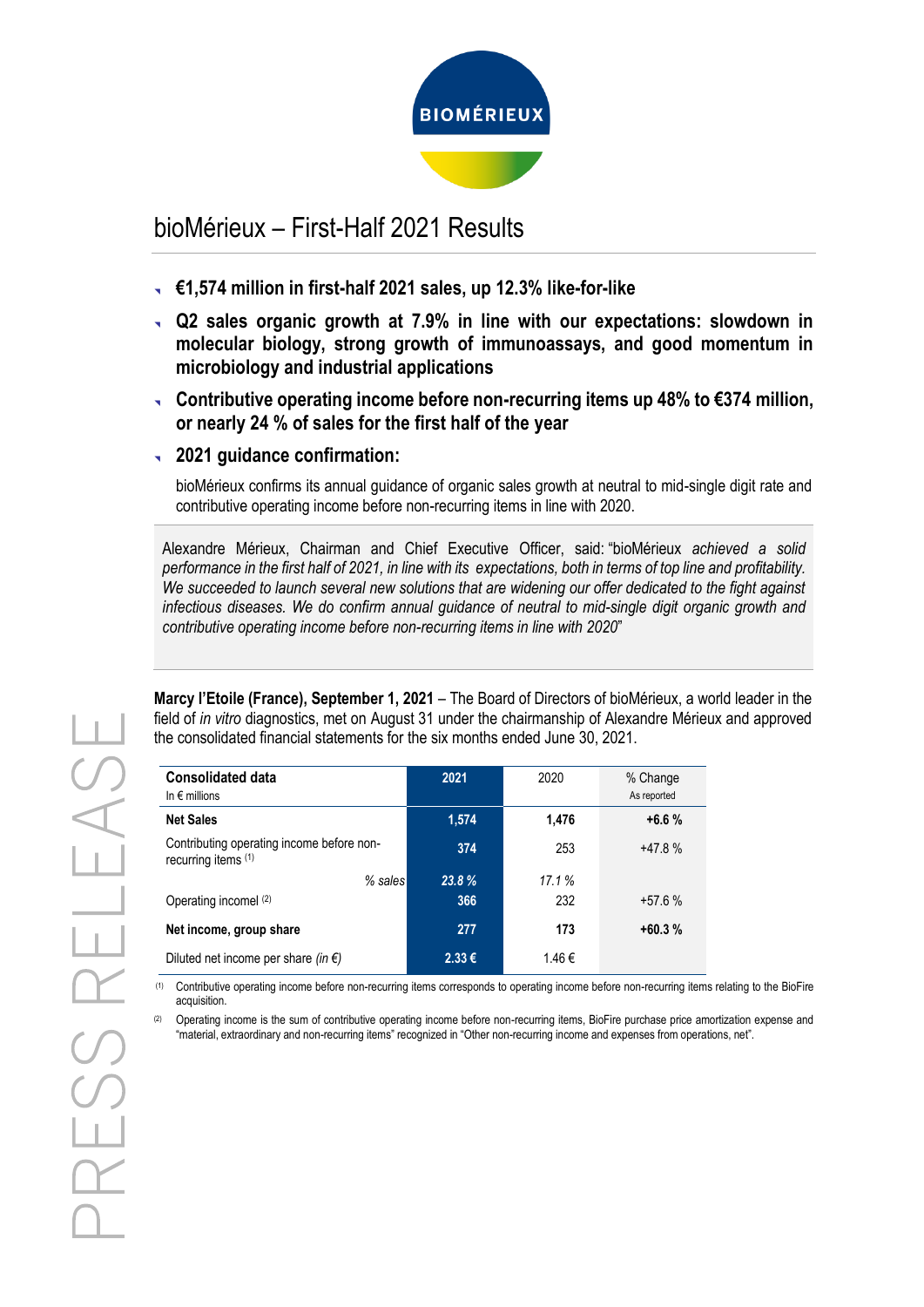# bioMérieux – First-Half 2021 Results

- **€1,574 million in first-half 2021 sales, up 12.3% like-for-like**
- **Q2 sales organic growth at 7.9% in line with our expectations: slowdown in molecular biology, strong growth of immunoassays, and good momentum in microbiology and industrial applications**
- **Contributive operating income before non-recurring items up 48% to €374 million, or nearly 24 % of sales for the first half of the year**
- **2021 guidance confirmation:**

  bioMérieux confirms its annual guidance of organic sales growth at neutral to mid-single digit rate and contributive operating income before non-recurring items in line with 2020.

Alexandre Mérieux, Chairman and Chief Executive Officer, said: "bioMérieux *achieved a solid performance in the first half of 2021, in line with its expectations, both in terms of top line and profitability. We succeeded to launch several new solutions that are widening our offer dedicated to the fight against infectious diseases. We do confirm annual guidance of neutral to mid-single digit organic growth and contributive operating income before non-recurring items in line with 2020*"

**Marcy l'Etoile (France), September 1, 2021** – The Board of Directors of bioMérieux, a world leader in the field of *in vitro* diagnostics, met on August 31 under the chairmanship of Alexandre Mérieux and approved the consolidated financial statements for the six months ended June 30, 2021.

| **Consolidated data**<br>In € millions | **2021** | 2020 | % Change<br>As reported |
|---|---|---|---|
| **Net Sales** | **1,574** | **1,476** | **+6.6 %** |
| Contributing operating income before non-recurring items [1] | **374** | 253 | +47.8 % |
| *% sales* | ***23.8 %*** | *17.1 %* | |
| Operating incomel [2] | **366** | 232 | +57.6 % |
| **Net income, group share** | **277** | **173** | **+60.3 %** |
| Diluted net income per share *(in €)* | **2.33 €** | 1.46 € | |

[1] Contributive operating income before non-recurring items corresponds to operating income before non-recurring items relating to the BioFire acquisition.

[2] Operating income is the sum of contributive operating income before non-recurring items, BioFire purchase price amortization expense and "material, extraordinary and non-recurring items" recognized in "Other non-recurring income and expenses from operations, net".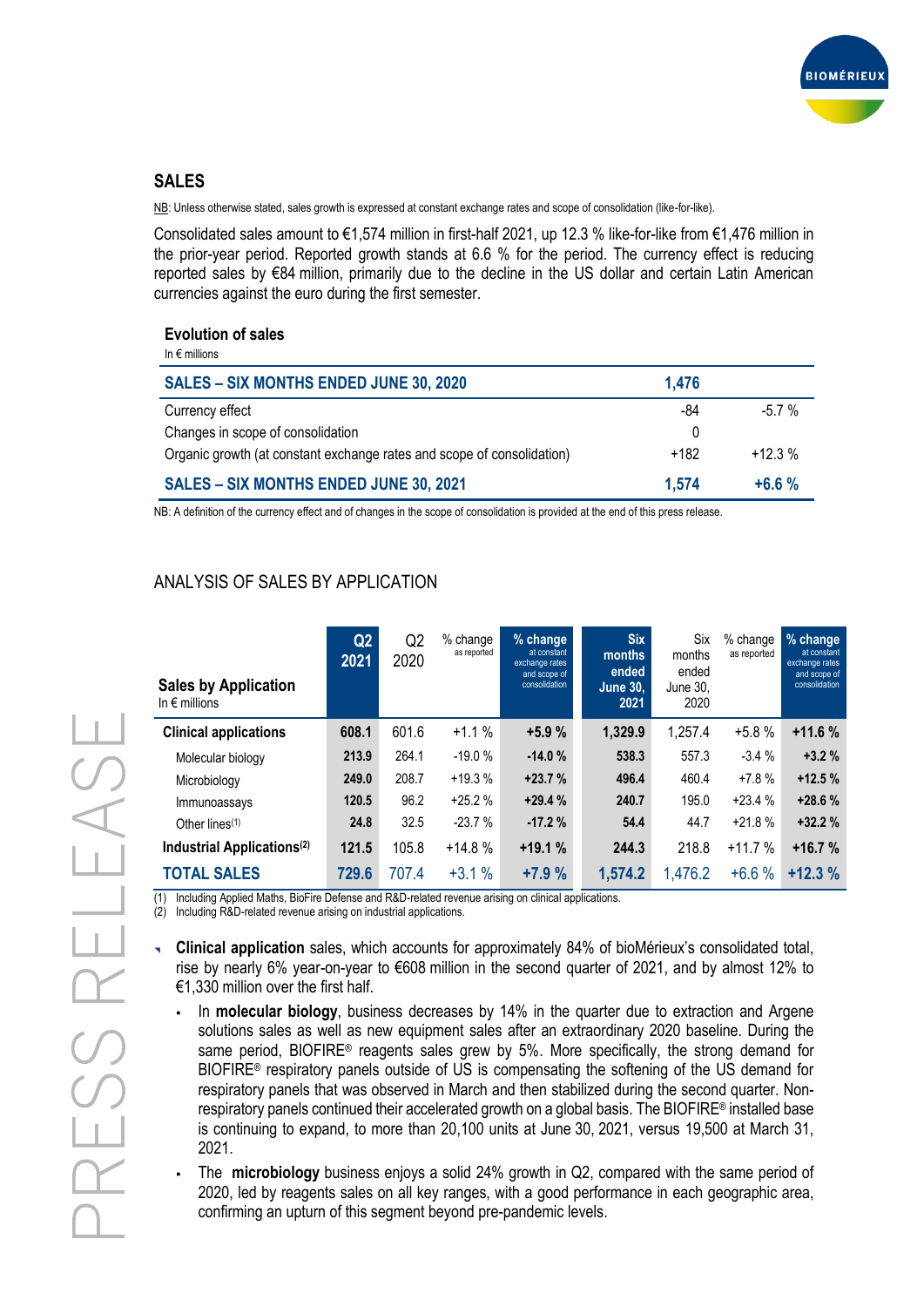## SALES

NB: Unless otherwise stated, sales growth is expressed at constant exchange rates and scope of consolidation (like-for-like).

Consolidated sales amount to €1,574 million in first-half 2021, up 12.3 % like-for-like from €1,476 million in the prior-year period. Reported growth stands at 6.6 % for the period. The currency effect is reducing reported sales by €84 million, primarily due to the decline in the US dollar and certain Latin American currencies against the euro during the first semester.

### Evolution of sales

In € millions

| | | |
|---|---|---|
| **SALES – SIX MONTHS ENDED JUNE 30, 2020** | **1,476** | |
| Currency effect | -84 | -5.7 % |
| Changes in scope of consolidation | 0 | |
| Organic growth (at constant exchange rates and scope of consolidation) | +182 | +12.3 % |
| **SALES – SIX MONTHS ENDED JUNE 30, 2021** | **1,574** | **+6.6 %** |

NB: A definition of the currency effect and of changes in the scope of consolidation is provided at the end of this press release.

## ANALYSIS OF SALES BY APPLICATION

| **Sales by Application** In € millions | **Q2 2021** | Q2 2020 | % change as reported | **% change** at constant exchange rates and scope of consolidation | **Six months ended June 30, 2021** | Six months ended June 30, 2020 | % change as reported | **% change** at constant exchange rates and scope of consolidation |
|---|---|---|---|---|---|---|---|---|
| **Clinical applications** | **608.1** | 601.6 | +1.1 % | **+5.9 %** | **1,329.9** | 1,257.4 | +5.8 % | **+11.6 %** |
| Molecular biology | **213.9** | 264.1 | -19.0 % | **-14.0 %** | **538.3** | 557.3 | -3.4 % | **+3.2 %** |
| Microbiology | **249.0** | 208.7 | +19.3 % | **+23.7 %** | **496.4** | 460.4 | +7.8 % | **+12.5 %** |
| Immunoassays | **120.5** | 96.2 | +25.2 % | **+29.4 %** | **240.7** | 195.0 | +23.4 % | **+28.6 %** |
| Other lines[(1)] | **24.8** | 32.5 | -23.7 % | **-17.2 %** | **54.4** | 44.7 | +21.8 % | **+32.2 %** |
| **Industrial Applications[(2)]** | **121.5** | 105.8 | +14.8 % | **+19.1 %** | **244.3** | 218.8 | +11.7 % | **+16.7 %** |
| **TOTAL SALES** | **729.6** | 707.4 | +3.1 % | **+7.9 %** | **1,574.2** | 1,476.2 | +6.6 % | **+12.3 %** |

(1) Including Applied Maths, BioFire Defense and R&D-related revenue arising on clinical applications.
(2) Including R&D-related revenue arising on industrial applications.

- **Clinical application** sales, which accounts for approximately 84% of bioMérieux's consolidated total, rise by nearly 6% year-on-year to €608 million in the second quarter of 2021, and by almost 12% to €1,330 million over the first half.
  - In **molecular biology**, business decreases by 14% in the quarter due to extraction and Argene solutions sales as well as new equipment sales after an extraordinary 2020 baseline. During the same period, BIOFIRE® reagents sales grew by 5%. More specifically, the strong demand for BIOFIRE® respiratory panels outside of US is compensating the softening of the US demand for respiratory panels that was observed in March and then stabilized during the second quarter. Non-respiratory panels continued their accelerated growth on a global basis. The BIOFIRE® installed base is continuing to expand, to more than 20,100 units at June 30, 2021, versus 19,500 at March 31, 2021.
  - The **microbiology** business enjoys a solid 24% growth in Q2, compared with the same period of 2020, led by reagents sales on all key ranges, with a good performance in each geographic area, confirming an upturn of this segment beyond pre-pandemic levels.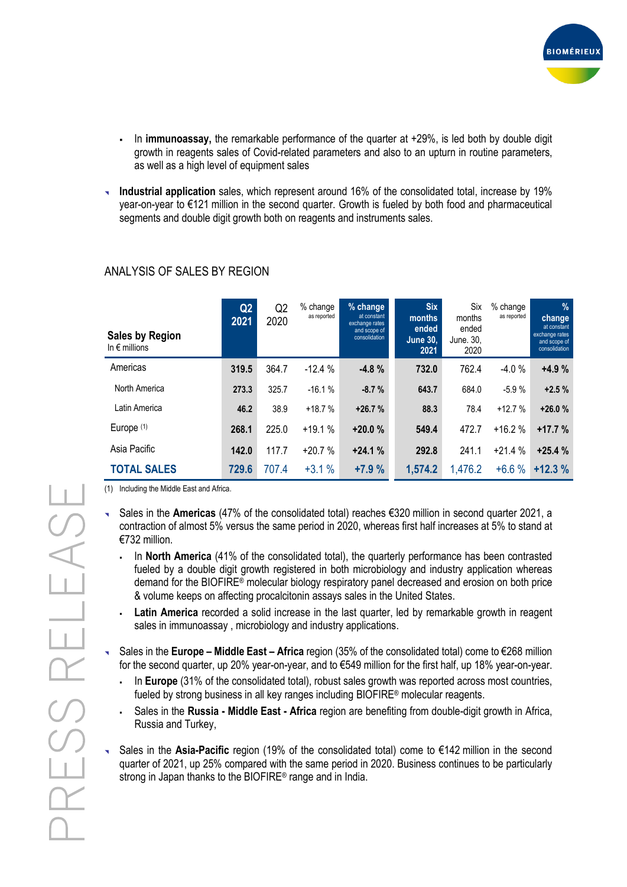- In **immunoassay,** the remarkable performance of the quarter at +29%, is led both by double digit growth in reagents sales of Covid-related parameters and also to an upturn in routine parameters, as well as a high level of equipment sales

- **Industrial application** sales, which represent around 16% of the consolidated total, increase by 19% year-on-year to €121 million in the second quarter. Growth is fueled by both food and pharmaceutical segments and double digit growth both on reagents and instruments sales.

## ANALYSIS OF SALES BY REGION

| **Sales by Region** In € millions | **Q2 2021** | Q2 2020 | % change as reported | **% change** at constant exchange rates and scope of consolidation | **Six months ended June 30, 2021** | Six months ended June. 30, 2020 | % change as reported | **% change** at constant exchange rates and scope of consolidation |
|---|---|---|---|---|---|---|---|---|
| Americas | **319.5** | 364.7 | -12.4 % | **-4.8 %** | **732.0** | 762.4 | -4.0 % | **+4.9 %** |
| North America | **273.3** | 325.7 | -16.1 % | **-8.7 %** | **643.7** | 684.0 | -5.9 % | **+2.5 %** |
| Latin America | **46.2** | 38.9 | +18.7 % | **+26.7 %** | **88.3** | 78.4 | +12.7 % | **+26.0 %** |
| Europe (1) | **268.1** | 225.0 | +19.1 % | **+20.0 %** | **549.4** | 472.7 | +16.2 % | **+17.7 %** |
| Asia Pacific | **142.0** | 117.7 | +20.7 % | **+24.1 %** | **292.8** | 241.1 | +21.4 % | **+25.4 %** |
| **TOTAL SALES** | **729.6** | 707.4 | +3.1 % | **+7.9 %** | **1,574.2** | 1,476.2 | +6.6 % | **+12.3 %** |

(1) Including the Middle East and Africa.

- Sales in the **Americas** (47% of the consolidated total) reaches €320 million in second quarter 2021, a contraction of almost 5% versus the same period in 2020, whereas first half increases at 5% to stand at €732 million.
  - In **North America** (41% of the consolidated total), the quarterly performance has been contrasted fueled by a double digit growth registered in both microbiology and industry application whereas demand for the BIOFIRE® molecular biology respiratory panel decreased and erosion on both price & volume keeps on affecting procalcitonin assays sales in the United States.
  - **Latin America** recorded a solid increase in the last quarter, led by remarkable growth in reagent sales in immunoassay , microbiology and industry applications.

- Sales in the **Europe – Middle East – Africa** region (35% of the consolidated total) come to €268 million for the second quarter, up 20% year-on-year, and to €549 million for the first half, up 18% year-on-year.
  - In **Europe** (31% of the consolidated total), robust sales growth was reported across most countries, fueled by strong business in all key ranges including BIOFIRE® molecular reagents.
  - Sales in the **Russia - Middle East - Africa** region are benefiting from double-digit growth in Africa, Russia and Turkey,

- Sales in the **Asia-Pacific** region (19% of the consolidated total) come to €142 million in the second quarter of 2021, up 25% compared with the same period in 2020. Business continues to be particularly strong in Japan thanks to the BIOFIRE® range and in India.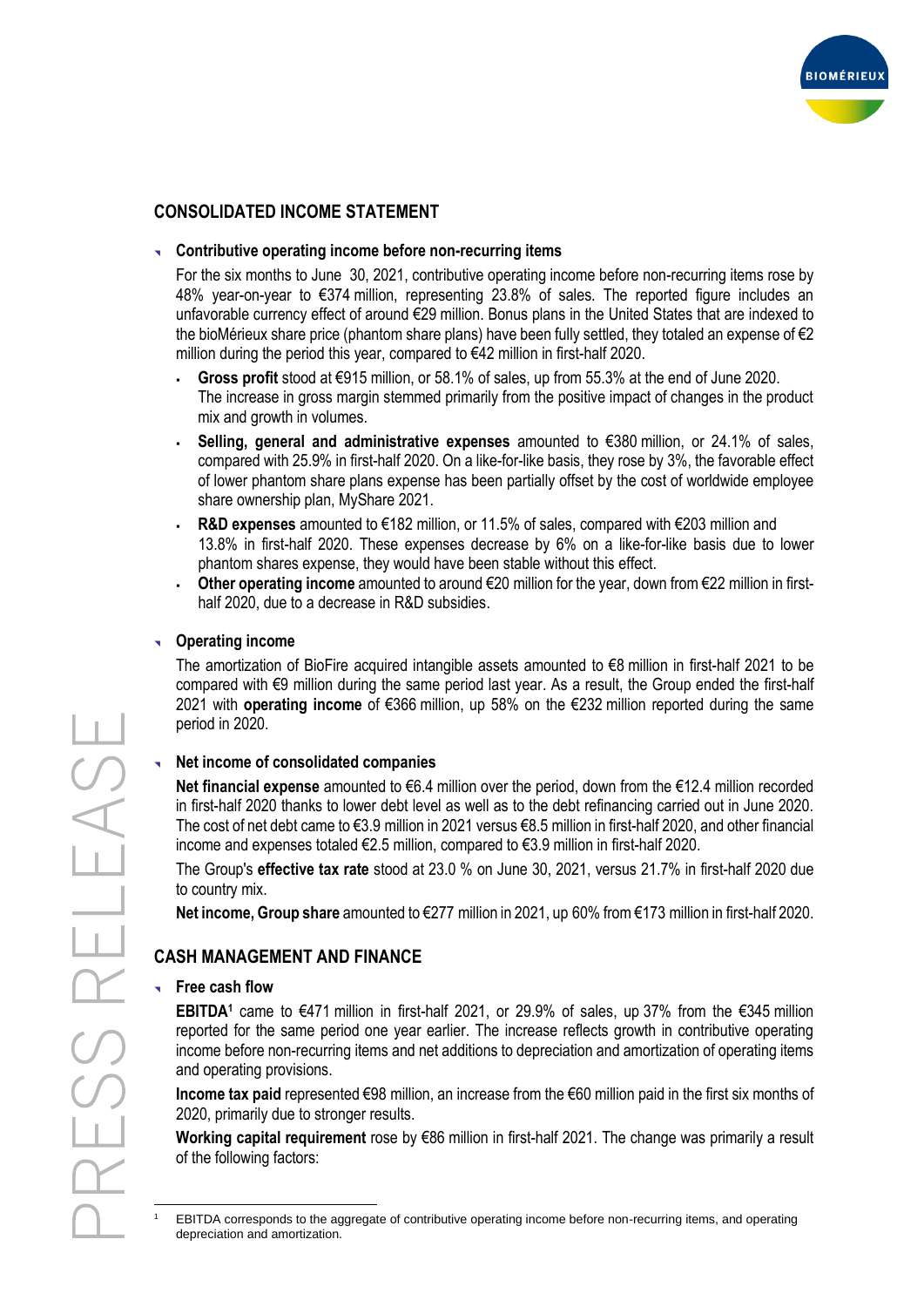## CONSOLIDATED INCOME STATEMENT

### Contributive operating income before non-recurring items

For the six months to June 30, 2021, contributive operating income before non-recurring items rose by 48% year-on-year to €374 million, representing 23.8% of sales. The reported figure includes an unfavorable currency effect of around €29 million. Bonus plans in the United States that are indexed to the bioMérieux share price (phantom share plans) have been fully settled, they totaled an expense of €2 million during the period this year, compared to €42 million in first-half 2020.

- **Gross profit** stood at €915 million, or 58.1% of sales, up from 55.3% at the end of June 2020. The increase in gross margin stemmed primarily from the positive impact of changes in the product mix and growth in volumes.
- **Selling, general and administrative expenses** amounted to €380 million, or 24.1% of sales, compared with 25.9% in first-half 2020. On a like-for-like basis, they rose by 3%, the favorable effect of lower phantom share plans expense has been partially offset by the cost of worldwide employee share ownership plan, MyShare 2021.
- **R&D expenses** amounted to €182 million, or 11.5% of sales, compared with €203 million and 13.8% in first-half 2020. These expenses decrease by 6% on a like-for-like basis due to lower phantom shares expense, they would have been stable without this effect.
- **Other operating income** amounted to around €20 million for the year, down from €22 million in first-half 2020, due to a decrease in R&D subsidies.

### Operating income

The amortization of BioFire acquired intangible assets amounted to €8 million in first-half 2021 to be compared with €9 million during the same period last year. As a result, the Group ended the first-half 2021 with **operating income** of €366 million, up 58% on the €232 million reported during the same period in 2020.

### Net income of consolidated companies

**Net financial expense** amounted to €6.4 million over the period, down from the €12.4 million recorded in first-half 2020 thanks to lower debt level as well as to the debt refinancing carried out in June 2020. The cost of net debt came to €3.9 million in 2021 versus €8.5 million in first-half 2020, and other financial income and expenses totaled €2.5 million, compared to €3.9 million in first-half 2020.

The Group's **effective tax rate** stood at 23.0 % on June 30, 2021, versus 21.7% in first-half 2020 due to country mix.

**Net income, Group share** amounted to €277 million in 2021, up 60% from €173 million in first-half 2020.

## CASH MANAGEMENT AND FINANCE

### Free cash flow

**EBITDA**[1] came to €471 million in first-half 2021, or 29.9% of sales, up 37% from the €345 million reported for the same period one year earlier. The increase reflects growth in contributive operating income before non-recurring items and net additions to depreciation and amortization of operating items and operating provisions.

**Income tax paid** represented €98 million, an increase from the €60 million paid in the first six months of 2020, primarily due to stronger results.

**Working capital requirement** rose by €86 million in first-half 2021. The change was primarily a result of the following factors:

[1] EBITDA corresponds to the aggregate of contributive operating income before non-recurring items, and operating depreciation and amortization.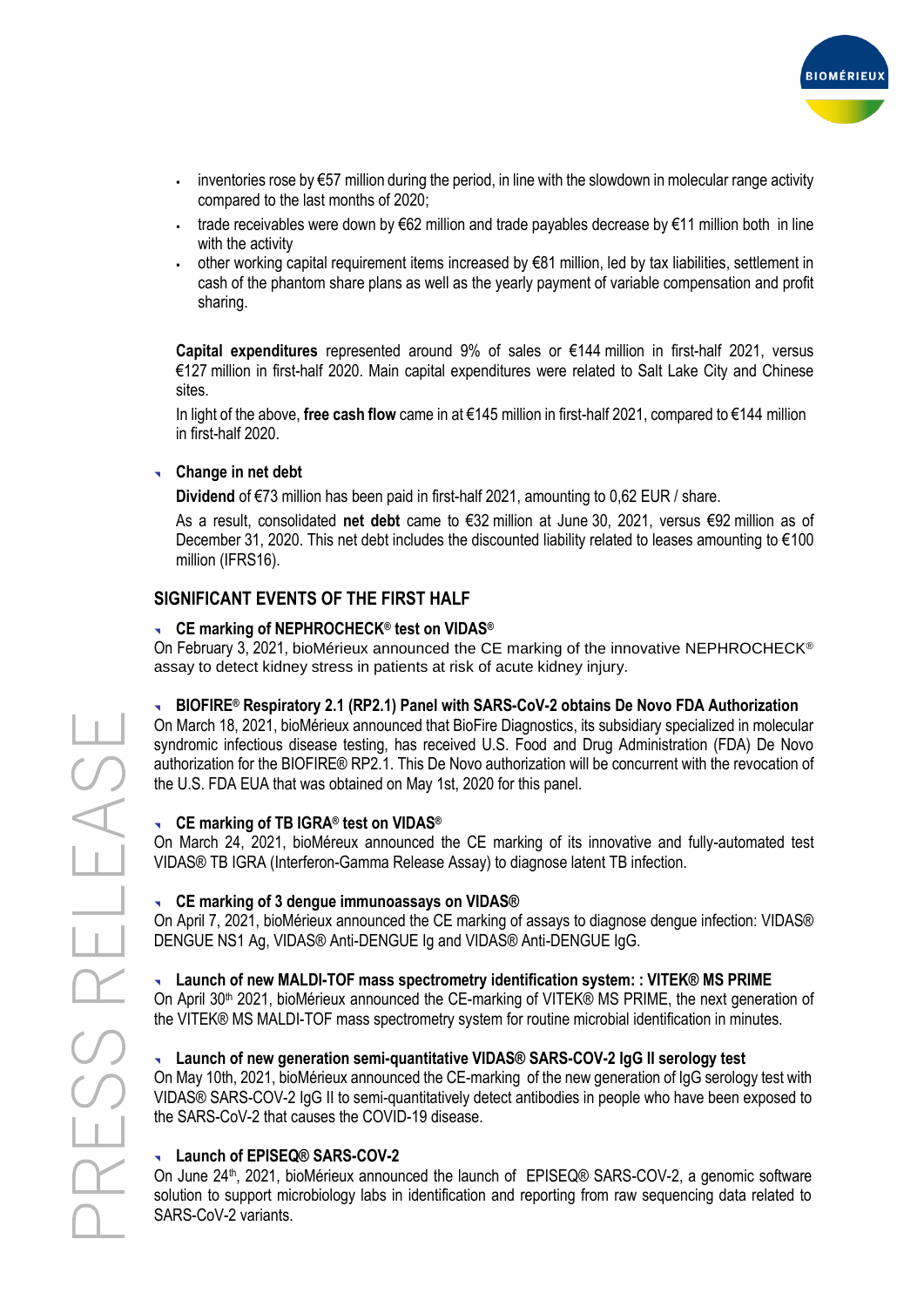- inventories rose by €57 million during the period, in line with the slowdown in molecular range activity compared to the last months of 2020;
- trade receivables were down by €62 million and trade payables decrease by €11 million both in line with the activity
- other working capital requirement items increased by €81 million, led by tax liabilities, settlement in cash of the phantom share plans as well as the yearly payment of variable compensation and profit sharing.

**Capital expenditures** represented around 9% of sales or €144 million in first-half 2021, versus €127 million in first-half 2020. Main capital expenditures were related to Salt Lake City and Chinese sites.

In light of the above, **free cash flow** came in at €145 million in first-half 2021, compared to €144 million in first-half 2020.

### Change in net debt

**Dividend** of €73 million has been paid in first-half 2021, amounting to 0,62 EUR / share.

As a result, consolidated **net debt** came to €32 million at June 30, 2021, versus €92 million as of December 31, 2020. This net debt includes the discounted liability related to leases amounting to €100 million (IFRS16).

## SIGNIFICANT EVENTS OF THE FIRST HALF

### CE marking of NEPHROCHECK® test on VIDAS®

On February 3, 2021, bioMérieux announced the CE marking of the innovative NEPHROCHECK® assay to detect kidney stress in patients at risk of acute kidney injury.

### BIOFIRE® Respiratory 2.1 (RP2.1) Panel with SARS-CoV-2 obtains De Novo FDA Authorization

On March 18, 2021, bioMérieux announced that BioFire Diagnostics, its subsidiary specialized in molecular syndromic infectious disease testing, has received U.S. Food and Drug Administration (FDA) De Novo authorization for the BIOFIRE® RP2.1. This De Novo authorization will be concurrent with the revocation of the U.S. FDA EUA that was obtained on May 1st, 2020 for this panel.

### CE marking of TB IGRA® test on VIDAS®

On March 24, 2021, bioMéreux announced the CE marking of its innovative and fully-automated test VIDAS® TB IGRA (Interferon-Gamma Release Assay) to diagnose latent TB infection.

### CE marking of 3 dengue immunoassays on VIDAS®

On April 7, 2021, bioMérieux announced the CE marking of assays to diagnose dengue infection: VIDAS® DENGUE NS1 Ag, VIDAS® Anti-DENGUE Ig and VIDAS® Anti-DENGUE IgG.

### Launch of new MALDI-TOF mass spectrometry identification system: : VITEK® MS PRIME

On April 30th 2021, bioMérieux announced the CE-marking of VITEK® MS PRIME, the next generation of the VITEK® MS MALDI-TOF mass spectrometry system for routine microbial identification in minutes.

### Launch of new generation semi-quantitative VIDAS® SARS-COV-2 IgG II serology test

On May 10th, 2021, bioMérieux announced the CE-marking of the new generation of IgG serology test with VIDAS® SARS-COV-2 IgG II to semi-quantitatively detect antibodies in people who have been exposed to the SARS-CoV-2 that causes the COVID-19 disease.

### Launch of EPISEQ® SARS-COV-2

On June 24th, 2021, bioMérieux announced the launch of EPISEQ® SARS-COV-2, a genomic software solution to support microbiology labs in identification and reporting from raw sequencing data related to SARS-CoV-2 variants.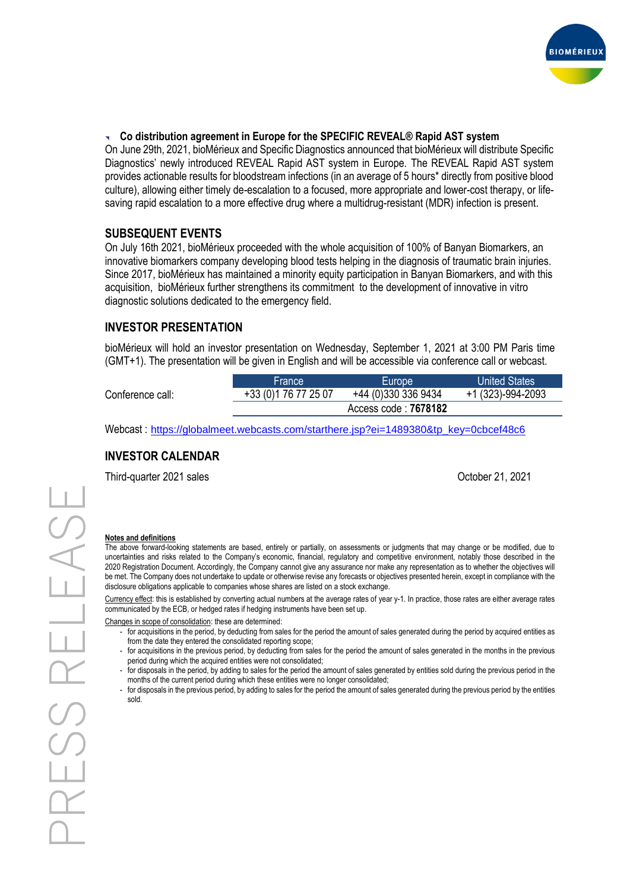- **Co distribution agreement in Europe for the SPECIFIC REVEAL® Rapid AST system**

On June 29th, 2021, bioMérieux and Specific Diagnostics announced that bioMérieux will distribute Specific Diagnostics' newly introduced REVEAL Rapid AST system in Europe. The REVEAL Rapid AST system provides actionable results for bloodstream infections (in an average of 5 hours* directly from positive blood culture), allowing either timely de-escalation to a focused, more appropriate and lower-cost therapy, or life-saving rapid escalation to a more effective drug where a multidrug-resistant (MDR) infection is present.

## SUBSEQUENT EVENTS

On July 16th 2021, bioMérieux proceeded with the whole acquisition of 100% of Banyan Biomarkers, an innovative biomarkers company developing blood tests helping in the diagnosis of traumatic brain injuries. Since 2017, bioMérieux has maintained a minority equity participation in Banyan Biomarkers, and with this acquisition, bioMérieux further strengthens its commitment to the development of innovative in vitro diagnostic solutions dedicated to the emergency field.

## INVESTOR PRESENTATION

bioMérieux will hold an investor presentation on Wednesday, September 1, 2021 at 3:00 PM Paris time (GMT+1). The presentation will be given in English and will be accessible via conference call or webcast.

| | France | Europe | United States |
|---|---|---|---|
| Conference call: | +33 (0)1 76 77 25 07 | +44 (0)330 336 9434 | +1 (323)-994-2093 |
| | | Access code : **7678182** | |

Webcast : https://globalmeet.webcasts.com/starthere.jsp?ei=1489380&tp_key=0cbcef48c6

## INVESTOR CALENDAR

| | |
|---|---|
| Third-quarter 2021 sales | October 21, 2021 |

**Notes and definitions**

The above forward-looking statements are based, entirely or partially, on assessments or judgments that may change or be modified, due to uncertainties and risks related to the Company's economic, financial, regulatory and competitive environment, notably those described in the 2020 Registration Document. Accordingly, the Company cannot give any assurance nor make any representation as to whether the objectives will be met. The Company does not undertake to update or otherwise revise any forecasts or objectives presented herein, except in compliance with the disclosure obligations applicable to companies whose shares are listed on a stock exchange.

Currency effect: this is established by converting actual numbers at the average rates of year y-1. In practice, those rates are either average rates communicated by the ECB, or hedged rates if hedging instruments have been set up.

Changes in scope of consolidation: these are determined:

- for acquisitions in the period, by deducting from sales for the period the amount of sales generated during the period by acquired entities as from the date they entered the consolidated reporting scope;
- for acquisitions in the previous period, by deducting from sales for the period the amount of sales generated in the months in the previous period during which the acquired entities were not consolidated;
- for disposals in the period, by adding to sales for the period the amount of sales generated by entities sold during the previous period in the months of the current period during which these entities were no longer consolidated;
- for disposals in the previous period, by adding to sales for the period the amount of sales generated during the previous period by the entities sold.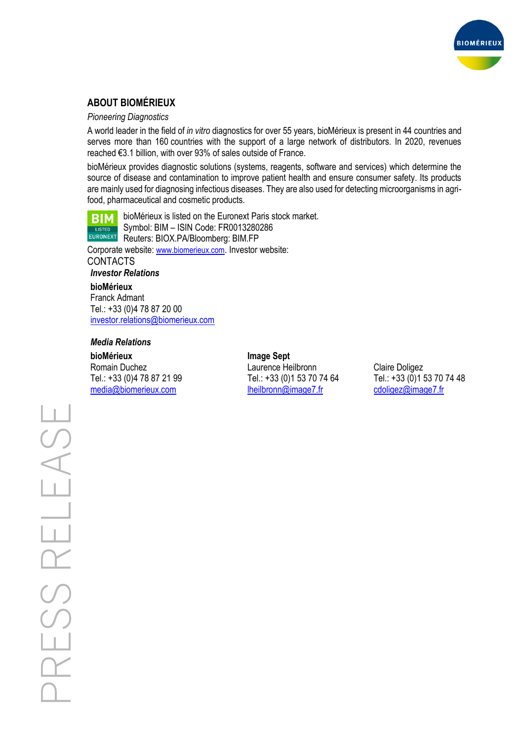## ABOUT BIOMÉRIEUX

*Pioneering Diagnostics*

A world leader in the field of *in vitro* diagnostics for over 55 years, bioMérieux is present in 44 countries and serves more than 160 countries with the support of a large network of distributors. In 2020, revenues reached €3.1 billion, with over 93% of sales outside of France.

bioMérieux provides diagnostic solutions (systems, reagents, software and services) which determine the source of disease and contamination to improve patient health and ensure consumer safety. Its products are mainly used for diagnosing infectious diseases. They are also used for detecting microorganisms in agri-food, pharmaceutical and cosmetic products.

BIM LISTED EURONEXT

bioMérieux is listed on the Euronext Paris stock market.
Symbol: BIM – ISIN Code: FR0013280286
Reuters: BIOX.PA/Bloomberg: BIM.FP

Corporate website: www.biomerieux.com. Investor website:

CONTACTS

***Investor Relations***

**bioMérieux**
Franck Admant
Tel.: +33 (0)4 78 87 20 00
investor.relations@biomerieux.com

***Media Relations***

**bioMérieux**
Romain Duchez
Tel.: +33 (0)4 78 87 21 99
media@biomerieux.com

**Image Sept**
Laurence Heilbronn
Tel.: +33 (0)1 53 70 74 64
lheilbronn@image7.fr

Claire Doligez
Tel.: +33 (0)1 53 70 74 48
cdoligez@image7.fr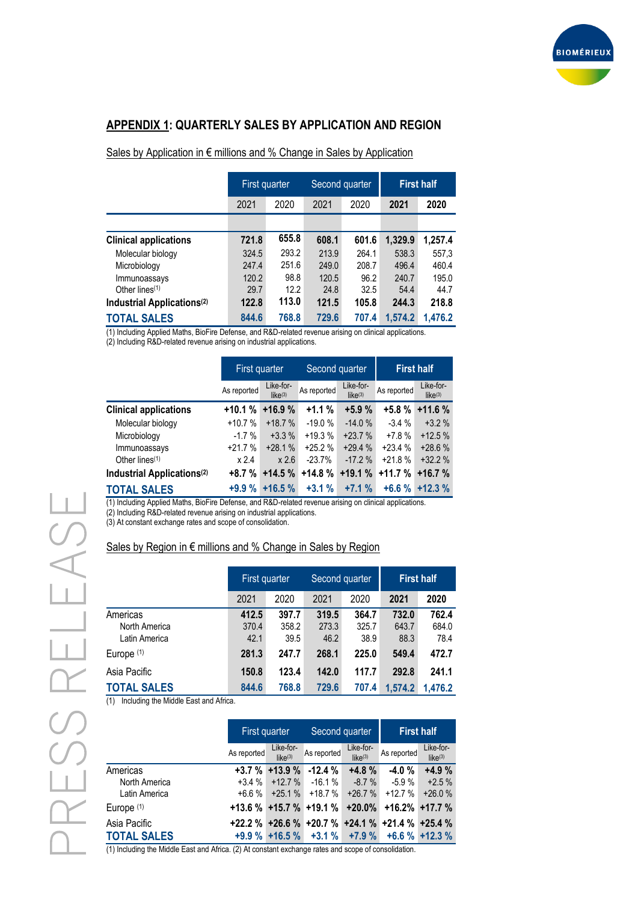## APPENDIX 1: QUARTERLY SALES BY APPLICATION AND REGION

Sales by Application in € millions and % Change in Sales by Application

| | First quarter | | Second quarter | | First half | |
|---|---|---|---|---|---|---|
| | 2021 | 2020 | 2021 | 2020 | **2021** | **2020** |
| **Clinical applications** | **721.8** | **655.8** | **608.1** | **601.6** | **1,329.9** | **1,257.4** |
| Molecular biology | 324.5 | 293.2 | 213.9 | 264.1 | 538.3 | 557,3 |
| Microbiology | 247.4 | 251.6 | 249.0 | 208.7 | 496.4 | 460.4 |
| Immunoassays | 120.2 | 98.8 | 120.5 | 96.2 | 240.7 | 195.0 |
| Other lines[1] | 29.7 | 12.2 | 24.8 | 32.5 | 54.4 | 44.7 |
| **Industrial Applications[2]** | **122.8** | **113.0** | **121.5** | **105.8** | **244.3** | **218.8** |
| **TOTAL SALES** | **844.6** | **768.8** | **729.6** | **707.4** | **1,574.2** | **1,476.2** |

(1) Including Applied Maths, BioFire Defense, and R&D-related revenue arising on clinical applications.
(2) Including R&D-related revenue arising on industrial applications.

| | First quarter | | Second quarter | | First half | |
|---|---|---|---|---|---|---|
| | As reported | Like-for-like[3] | As reported | Like-for-like[3] | As reported | Like-for-like[3] |
| **Clinical applications** | **+10.1 %** | **+16.9 %** | **+1.1 %** | **+5.9 %** | **+5.8 %** | **+11.6 %** |
| Molecular biology | +10.7 % | +18.7 % | -19.0 % | -14.0 % | -3.4 % | +3.2 % |
| Microbiology | -1.7 % | +3.3 % | +19.3 % | +23.7 % | +7.8 % | +12.5 % |
| Immunoassays | +21.7 % | +28.1 % | +25.2 % | +29.4 % | +23.4 % | +28.6 % |
| Other lines[1] | x 2.4 | x 2.6 | -23.7% | -17.2 % | +21.8 % | +32.2 % |
| **Industrial Applications[2]** | **+8.7 %** | **+14.5 %** | **+14.8 %** | **+19.1 %** | **+11.7 %** | **+16.7 %** |
| **TOTAL SALES** | **+9.9 %** | **+16.5 %** | **+3.1 %** | **+7.1 %** | **+6.6 %** | **+12.3 %** |

(1) Including Applied Maths, BioFire Defense, and R&D-related revenue arising on clinical applications.
(2) Including R&D-related revenue arising on industrial applications.
(3) At constant exchange rates and scope of consolidation.

Sales by Region in € millions and % Change in Sales by Region

| | First quarter | | Second quarter | | First half | |
|---|---|---|---|---|---|---|
| | 2021 | 2020 | 2021 | 2020 | **2021** | **2020** |
| Americas | **412.5** | **397.7** | **319.5** | **364.7** | **732.0** | **762.4** |
| North America | 370.4 | 358.2 | 273.3 | 325.7 | 643.7 | 684.0 |
| Latin America | 42.1 | 39.5 | 46.2 | 38.9 | 88.3 | 78.4 |
| Europe [1] | **281.3** | **247.7** | **268.1** | **225.0** | **549.4** | **472.7** |
| Asia Pacific | **150.8** | **123.4** | **142.0** | **117.7** | **292.8** | **241.1** |
| **TOTAL SALES** | **844.6** | **768.8** | **729.6** | **707.4** | **1,574.2** | **1,476.2** |

(1) Including the Middle East and Africa.

| | First quarter | | Second quarter | | First half | |
|---|---|---|---|---|---|---|
| | As reported | Like-for-like[3] | As reported | Like-for-like[3] | As reported | Like-for-like[3] |
| Americas | **+3.7 %** | **+13.9 %** | **-12.4 %** | **+4.8 %** | **-4.0 %** | **+4.9 %** |
| North America | +3.4 % | +12.7 % | -16.1 % | -8.7 % | -5.9 % | +2.5 % |
| Latin America | +6.6 % | +25.1 % | +18.7 % | +26.7 % | +12.7 % | +26.0 % |
| Europe [1] | **+13.6 %** | **+15.7 %** | **+19.1 %** | **+20.0%** | **+16.2%** | **+17.7 %** |
| Asia Pacific | **+22.2 %** | **+26.6 %** | **+20.7 %** | **+24.1 %** | **+21.4 %** | **+25.4 %** |
| **TOTAL SALES** | **+9.9 %** | **+16.5 %** | **+3.1 %** | **+7.9 %** | **+6.6 %** | **+12.3 %** |

(1) Including the Middle East and Africa. (2) At constant exchange rates and scope of consolidation.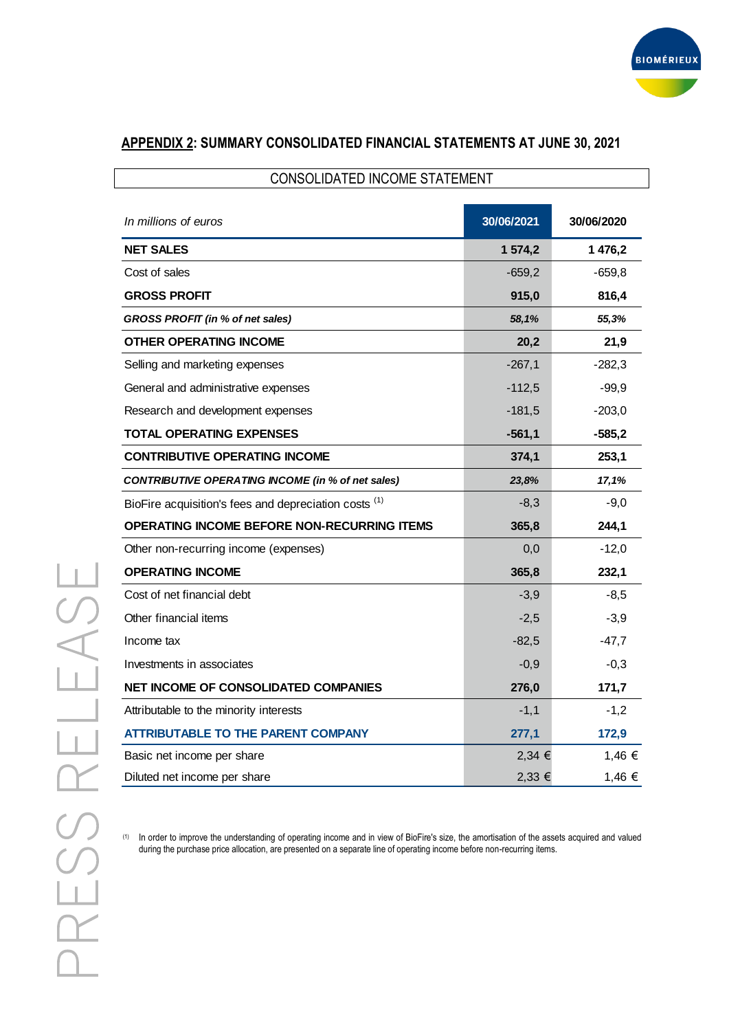## APPENDIX 2: SUMMARY CONSOLIDATED FINANCIAL STATEMENTS AT JUNE 30, 2021

### CONSOLIDATED INCOME STATEMENT

| *In millions of euros* | 30/06/2021 | 30/06/2020 |
|---|---|---|
| **NET SALES** | **1 574,2** | **1 476,2** |
| Cost of sales | -659,2 | -659,8 |
| **GROSS PROFIT** | **915,0** | **816,4** |
| ***GROSS PROFIT (in % of net sales)*** | ***58,1%*** | ***55,3%*** |
| **OTHER OPERATING INCOME** | **20,2** | **21,9** |
| Selling and marketing expenses | -267,1 | -282,3 |
| General and administrative expenses | -112,5 | -99,9 |
| Research and development expenses | -181,5 | -203,0 |
| **TOTAL OPERATING EXPENSES** | **-561,1** | **-585,2** |
| **CONTRIBUTIVE OPERATING INCOME** | **374,1** | **253,1** |
| ***CONTRIBUTIVE OPERATING INCOME (in % of net sales)*** | ***23,8%*** | ***17,1%*** |
| BioFire acquisition's fees and depreciation costs [(1)] | -8,3 | -9,0 |
| **OPERATING INCOME BEFORE NON-RECURRING ITEMS** | **365,8** | **244,1** |
| Other non-recurring income (expenses) | 0,0 | -12,0 |
| **OPERATING INCOME** | **365,8** | **232,1** |
| Cost of net financial debt | -3,9 | -8,5 |
| Other financial items | -2,5 | -3,9 |
| Income tax | -82,5 | -47,7 |
| Investments in associates | -0,9 | -0,3 |
| **NET INCOME OF CONSOLIDATED COMPANIES** | **276,0** | **171,7** |
| Attributable to the minority interests | -1,1 | -1,2 |
| **ATTRIBUTABLE TO THE PARENT COMPANY** | **277,1** | **172,9** |
| Basic net income per share | 2,34 € | 1,46 € |
| Diluted net income per share | 2,33 € | 1,46 € |

(1) In order to improve the understanding of operating income and in view of BioFire's size, the amortisation of the assets acquired and valued during the purchase price allocation, are presented on a separate line of operating income before non-recurring items.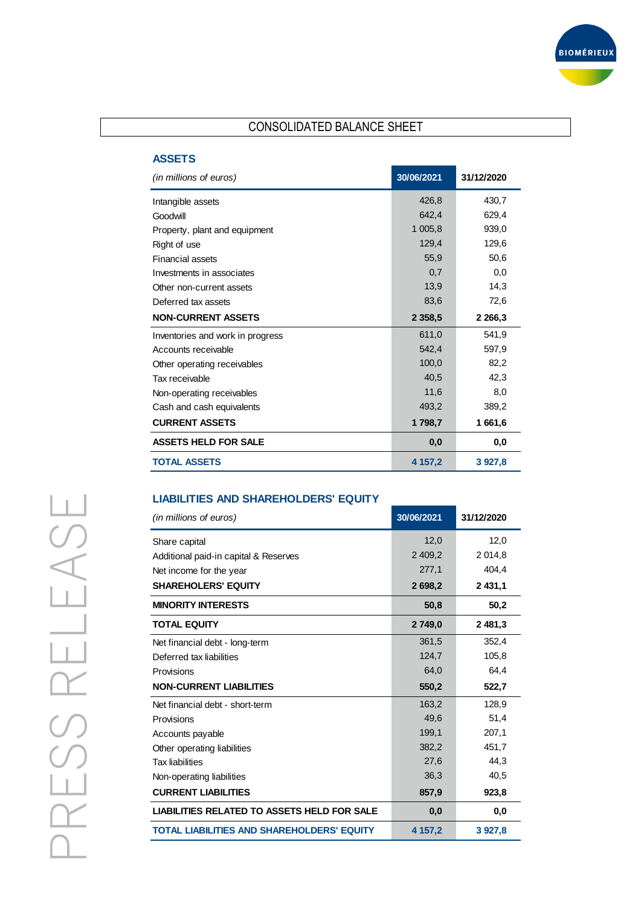# CONSOLIDATED BALANCE SHEET

## ASSETS

| *(in millions of euros)* | 30/06/2021 | 31/12/2020 |
|---|---|---|
| Intangible assets | 426,8 | 430,7 |
| Goodwill | 642,4 | 629,4 |
| Property, plant and equipment | 1 005,8 | 939,0 |
| Right of use | 129,4 | 129,6 |
| Financial assets | 55,9 | 50,6 |
| Investments in associates | 0,7 | 0,0 |
| Other non-current assets | 13,9 | 14,3 |
| Deferred tax assets | 83,6 | 72,6 |
| **NON-CURRENT ASSETS** | **2 358,5** | **2 266,3** |
| Inventories and work in progress | 611,0 | 541,9 |
| Accounts receivable | 542,4 | 597,9 |
| Other operating receivables | 100,0 | 82,2 |
| Tax receivable | 40,5 | 42,3 |
| Non-operating receivables | 11,6 | 8,0 |
| Cash and cash equivalents | 493,2 | 389,2 |
| **CURRENT ASSETS** | **1 798,7** | **1 661,6** |
| **ASSETS HELD FOR SALE** | **0,0** | **0,0** |
| **TOTAL ASSETS** | **4 157,2** | **3 927,8** |

## LIABILITIES AND SHAREHOLDERS' EQUITY

| *(in millions of euros)* | 30/06/2021 | 31/12/2020 |
|---|---|---|
| Share capital | 12,0 | 12,0 |
| Additional paid-in capital & Reserves | 2 409,2 | 2 014,8 |
| Net income for the year | 277,1 | 404,4 |
| **SHAREHOLERS' EQUITY** | **2 698,2** | **2 431,1** |
| **MINORITY INTERESTS** | **50,8** | **50,2** |
| **TOTAL EQUITY** | **2 749,0** | **2 481,3** |
| Net financial debt - long-term | 361,5 | 352,4 |
| Deferred tax liabilities | 124,7 | 105,8 |
| Provisions | 64,0 | 64,4 |
| **NON-CURRENT LIABILITIES** | **550,2** | **522,7** |
| Net financial debt - short-term | 163,2 | 128,9 |
| Provisions | 49,6 | 51,4 |
| Accounts payable | 199,1 | 207,1 |
| Other operating liabilities | 382,2 | 451,7 |
| Tax liabilities | 27,6 | 44,3 |
| Non-operating liabilities | 36,3 | 40,5 |
| **CURRENT LIABILITIES** | **857,9** | **923,8** |
| **LIABILITIES RELATED TO ASSETS HELD FOR SALE** | **0,0** | **0,0** |
| **TOTAL LIABILITIES AND SHAREHOLDERS' EQUITY** | **4 157,2** | **3 927,8** |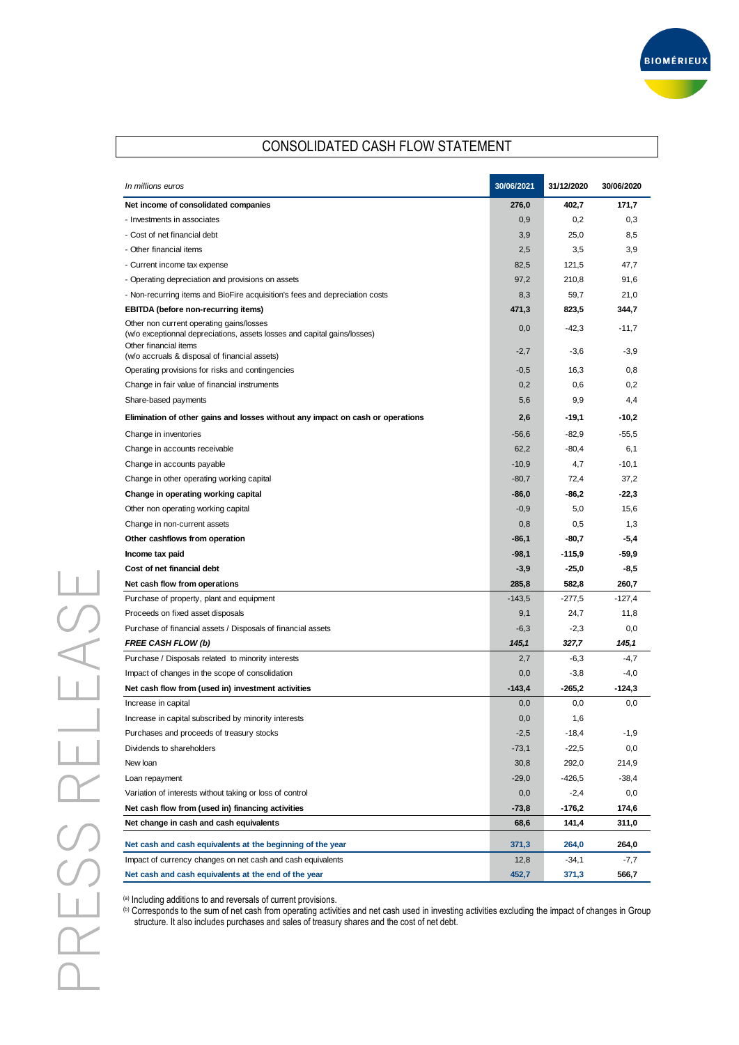# CONSOLIDATED CASH FLOW STATEMENT

| *In millions euros* | 30/06/2021 | 31/12/2020 | 30/06/2020 |
|---|---|---|---|
| **Net income of consolidated companies** | **276,0** | **402,7** | **171,7** |
| - Investments in associates | 0,9 | 0,2 | 0,3 |
| - Cost of net financial debt | 3,9 | 25,0 | 8,5 |
| - Other financial items | 2,5 | 3,5 | 3,9 |
| - Current income tax expense | 82,5 | 121,5 | 47,7 |
| - Operating depreciation and provisions on assets | 97,2 | 210,8 | 91,6 |
| - Non-recurring items and BioFire acquisition's fees and depreciation costs | 8,3 | 59,7 | 21,0 |
| **EBITDA (before non-recurring items)** | **471,3** | **823,5** | **344,7** |
| Other non current operating gains/losses (w/o exceptionnal depreciations, assets losses and capital gains/losses) | 0,0 | -42,3 | -11,7 |
| Other financial items (w/o accruals & disposal of financial assets) | -2,7 | -3,6 | -3,9 |
| Operating provisions for risks and contingencies | -0,5 | 16,3 | 0,8 |
| Change in fair value of financial instruments | 0,2 | 0,6 | 0,2 |
| Share-based payments | 5,6 | 9,9 | 4,4 |
| **Elimination of other gains and losses without any impact on cash or operations** | **2,6** | **-19,1** | **-10,2** |
| Change in inventories | -56,6 | -82,9 | -55,5 |
| Change in accounts receivable | 62,2 | -80,4 | 6,1 |
| Change in accounts payable | -10,9 | 4,7 | -10,1 |
| Change in other operating working capital | -80,7 | 72,4 | 37,2 |
| **Change in operating working capital** | **-86,0** | **-86,2** | **-22,3** |
| Other non operating working capital | -0,9 | 5,0 | 15,6 |
| Change in non-current assets | 0,8 | 0,5 | 1,3 |
| **Other cashflows from operation** | **-86,1** | **-80,7** | **-5,4** |
| **Income tax paid** | **-98,1** | **-115,9** | **-59,9** |
| **Cost of net financial debt** | **-3,9** | **-25,0** | **-8,5** |
| **Net cash flow from operations** | **285,8** | **582,8** | **260,7** |
| Purchase of property, plant and equipment | -143,5 | -277,5 | -127,4 |
| Proceeds on fixed asset disposals | 9,1 | 24,7 | 11,8 |
| Purchase of financial assets / Disposals of financial assets | -6,3 | -2,3 | 0,0 |
| ***FREE CASH FLOW (b)*** | ***145,1*** | ***327,7*** | ***145,1*** |
| Purchase / Disposals related to minority interests | 2,7 | -6,3 | -4,7 |
| Impact of changes in the scope of consolidation | 0,0 | -3,8 | -4,0 |
| **Net cash flow from (used in) investment activities** | **-143,4** | **-265,2** | **-124,3** |
| Increase in capital | 0,0 | 0,0 | 0,0 |
| Increase in capital subscribed by minority interests | 0,0 | 1,6 | |
| Purchases and proceeds of treasury stocks | -2,5 | -18,4 | -1,9 |
| Dividends to shareholders | -73,1 | -22,5 | 0,0 |
| New loan | 30,8 | 292,0 | 214,9 |
| Loan repayment | -29,0 | -426,5 | -38,4 |
| Variation of interests without taking or loss of control | 0,0 | -2,4 | 0,0 |
| **Net cash flow from (used in) financing activities** | **-73,8** | **-176,2** | **174,6** |
| **Net change in cash and cash equivalents** | **68,6** | **141,4** | **311,0** |
| **Net cash and cash equivalents at the beginning of the year** | **371,3** | **264,0** | **264,0** |
| Impact of currency changes on net cash and cash equivalents | 12,8 | -34,1 | -7,7 |
| **Net cash and cash equivalents at the end of the year** | **452,7** | **371,3** | **566,7** |

[a] Including additions to and reversals of current provisions.
[b] Corresponds to the sum of net cash from operating activities and net cash used in investing activities excluding the impact of changes in Group structure. It also includes purchases and sales of treasury shares and the cost of net debt.